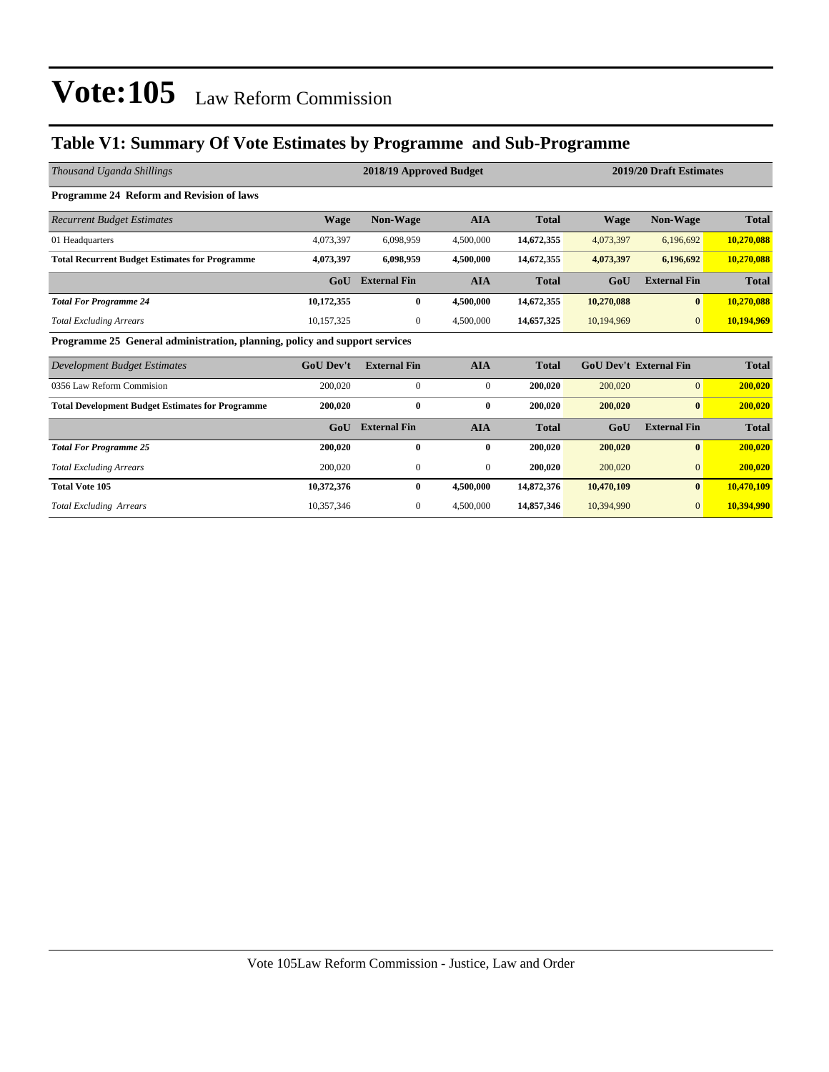# Vote:105 Law Reform Commission

## Table V1: Summary Of Vote Estimates by Programme and Sub-Programme

| *Thousand Uganda Shillings* | 2018/19 Approved Budget | | | | 2019/20 Draft Estimates | | |
|---|---|---|---|---|---|---|---|
| **Programme 24 Reform and Revision of laws** | | | | | | | |
| *Recurrent Budget Estimates* | **Wage** | **Non-Wage** | **AIA** | **Total** | **Wage** | **Non-Wage** | **Total** |
| 01 Headquarters | 4,073,397 | 6,098,959 | 4,500,000 | **14,672,355** | 4,073,397 | 6,196,692 | **10,270,088** |
| **Total Recurrent Budget Estimates for Programme** | **4,073,397** | **6,098,959** | **4,500,000** | **14,672,355** | **4,073,397** | **6,196,692** | **10,270,088** |
| | **GoU** | **External Fin** | **AIA** | **Total** | **GoU** | **External Fin** | **Total** |
| ***Total For Programme 24*** | **10,172,355** | **0** | **4,500,000** | **14,672,355** | **10,270,088** | **0** | **10,270,088** |
| *Total Excluding Arrears* | 10,157,325 | 0 | 4,500,000 | **14,657,325** | 10,194,969 | 0 | **10,194,969** |
| **Programme 25 General administration, planning, policy and support services** | | | | | | | |
| *Development Budget Estimates* | **GoU Dev't** | **External Fin** | **AIA** | **Total** | **GoU Dev't** | **External Fin** | **Total** |
| 0356 Law Reform Commision | 200,020 | 0 | 0 | **200,020** | 200,020 | 0 | **200,020** |
| **Total Development Budget Estimates for Programme** | **200,020** | **0** | **0** | **200,020** | **200,020** | **0** | **200,020** |
| | **GoU** | **External Fin** | **AIA** | **Total** | **GoU** | **External Fin** | **Total** |
| ***Total For Programme 25*** | **200,020** | **0** | **0** | **200,020** | **200,020** | **0** | **200,020** |
| *Total Excluding Arrears* | 200,020 | 0 | 0 | **200,020** | 200,020 | 0 | **200,020** |
| **Total Vote 105** | **10,372,376** | **0** | **4,500,000** | **14,872,376** | **10,470,109** | **0** | **10,470,109** |
| *Total Excluding Arrears* | 10,357,346 | 0 | 4,500,000 | **14,857,346** | 10,394,990 | 0 | **10,394,990** |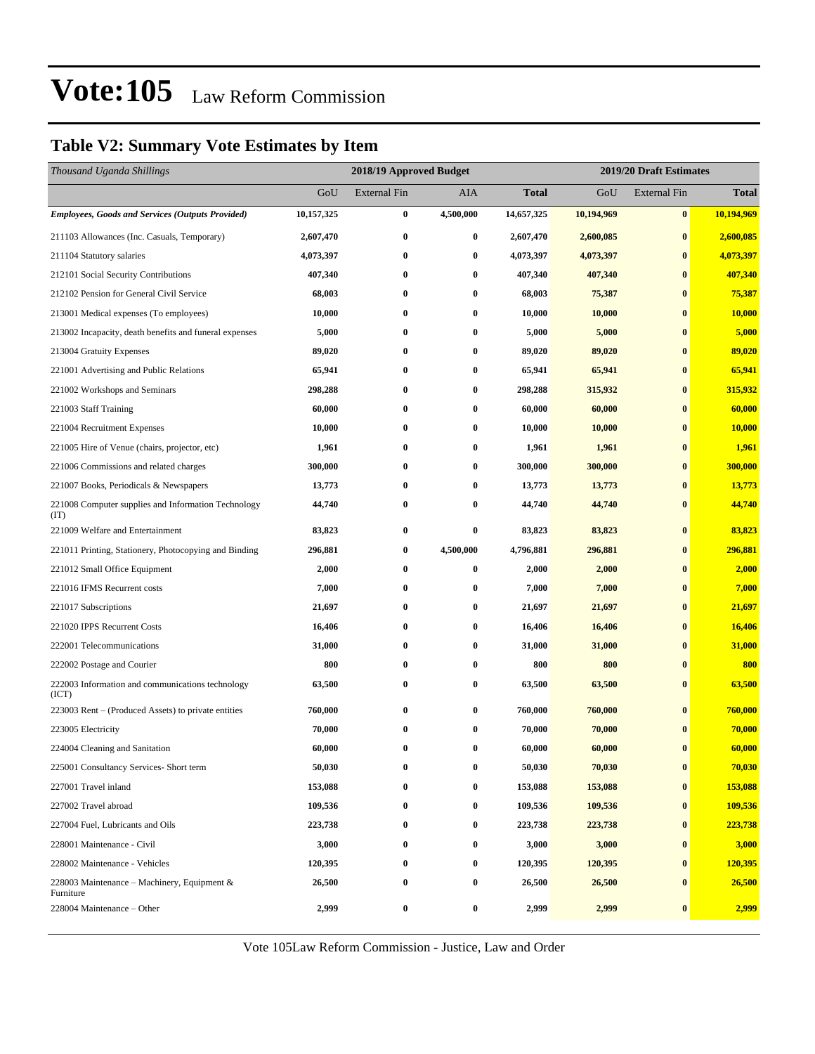# Vote:105 Law Reform Commission

## Table V2: Summary Vote Estimates by Item

| *Thousand Uganda Shillings* | 2018/19 Approved Budget | | | | 2019/20 Draft Estimates | | |
|---|---|---|---|---|---|---|---|
| | GoU | External Fin | AIA | Total | GoU | External Fin | Total |
| ***Employees, Goods and Services (Outputs Provided)*** | **10,157,325** | **0** | **4,500,000** | **14,657,325** | **10,194,969** | **0** | **10,194,969** |
| 211103 Allowances (Inc. Casuals, Temporary) | **2,607,470** | **0** | **0** | **2,607,470** | **2,600,085** | **0** | **2,600,085** |
| 211104 Statutory salaries | **4,073,397** | **0** | **0** | **4,073,397** | **4,073,397** | **0** | **4,073,397** |
| 212101 Social Security Contributions | **407,340** | **0** | **0** | **407,340** | **407,340** | **0** | **407,340** |
| 212102 Pension for General Civil Service | **68,003** | **0** | **0** | **68,003** | **75,387** | **0** | **75,387** |
| 213001 Medical expenses (To employees) | **10,000** | **0** | **0** | **10,000** | **10,000** | **0** | **10,000** |
| 213002 Incapacity, death benefits and funeral expenses | **5,000** | **0** | **0** | **5,000** | **5,000** | **0** | **5,000** |
| 213004 Gratuity Expenses | **89,020** | **0** | **0** | **89,020** | **89,020** | **0** | **89,020** |
| 221001 Advertising and Public Relations | **65,941** | **0** | **0** | **65,941** | **65,941** | **0** | **65,941** |
| 221002 Workshops and Seminars | **298,288** | **0** | **0** | **298,288** | **315,932** | **0** | **315,932** |
| 221003 Staff Training | **60,000** | **0** | **0** | **60,000** | **60,000** | **0** | **60,000** |
| 221004 Recruitment Expenses | **10,000** | **0** | **0** | **10,000** | **10,000** | **0** | **10,000** |
| 221005 Hire of Venue (chairs, projector, etc) | **1,961** | **0** | **0** | **1,961** | **1,961** | **0** | **1,961** |
| 221006 Commissions and related charges | **300,000** | **0** | **0** | **300,000** | **300,000** | **0** | **300,000** |
| 221007 Books, Periodicals & Newspapers | **13,773** | **0** | **0** | **13,773** | **13,773** | **0** | **13,773** |
| 221008 Computer supplies and Information Technology (IT) | **44,740** | **0** | **0** | **44,740** | **44,740** | **0** | **44,740** |
| 221009 Welfare and Entertainment | **83,823** | **0** | **0** | **83,823** | **83,823** | **0** | **83,823** |
| 221011 Printing, Stationery, Photocopying and Binding | **296,881** | **0** | **4,500,000** | **4,796,881** | **296,881** | **0** | **296,881** |
| 221012 Small Office Equipment | **2,000** | **0** | **0** | **2,000** | **2,000** | **0** | **2,000** |
| 221016 IFMS Recurrent costs | **7,000** | **0** | **0** | **7,000** | **7,000** | **0** | **7,000** |
| 221017 Subscriptions | **21,697** | **0** | **0** | **21,697** | **21,697** | **0** | **21,697** |
| 221020 IPPS Recurrent Costs | **16,406** | **0** | **0** | **16,406** | **16,406** | **0** | **16,406** |
| 222001 Telecommunications | **31,000** | **0** | **0** | **31,000** | **31,000** | **0** | **31,000** |
| 222002 Postage and Courier | **800** | **0** | **0** | **800** | **800** | **0** | **800** |
| 222003 Information and communications technology (ICT) | **63,500** | **0** | **0** | **63,500** | **63,500** | **0** | **63,500** |
| 223003 Rent – (Produced Assets) to private entities | **760,000** | **0** | **0** | **760,000** | **760,000** | **0** | **760,000** |
| 223005 Electricity | **70,000** | **0** | **0** | **70,000** | **70,000** | **0** | **70,000** |
| 224004 Cleaning and Sanitation | **60,000** | **0** | **0** | **60,000** | **60,000** | **0** | **60,000** |
| 225001 Consultancy Services- Short term | **50,030** | **0** | **0** | **50,030** | **70,030** | **0** | **70,030** |
| 227001 Travel inland | **153,088** | **0** | **0** | **153,088** | **153,088** | **0** | **153,088** |
| 227002 Travel abroad | **109,536** | **0** | **0** | **109,536** | **109,536** | **0** | **109,536** |
| 227004 Fuel, Lubricants and Oils | **223,738** | **0** | **0** | **223,738** | **223,738** | **0** | **223,738** |
| 228001 Maintenance - Civil | **3,000** | **0** | **0** | **3,000** | **3,000** | **0** | **3,000** |
| 228002 Maintenance - Vehicles | **120,395** | **0** | **0** | **120,395** | **120,395** | **0** | **120,395** |
| 228003 Maintenance – Machinery, Equipment & Furniture | **26,500** | **0** | **0** | **26,500** | **26,500** | **0** | **26,500** |
| 228004 Maintenance – Other | **2,999** | **0** | **0** | **2,999** | **2,999** | **0** | **2,999** |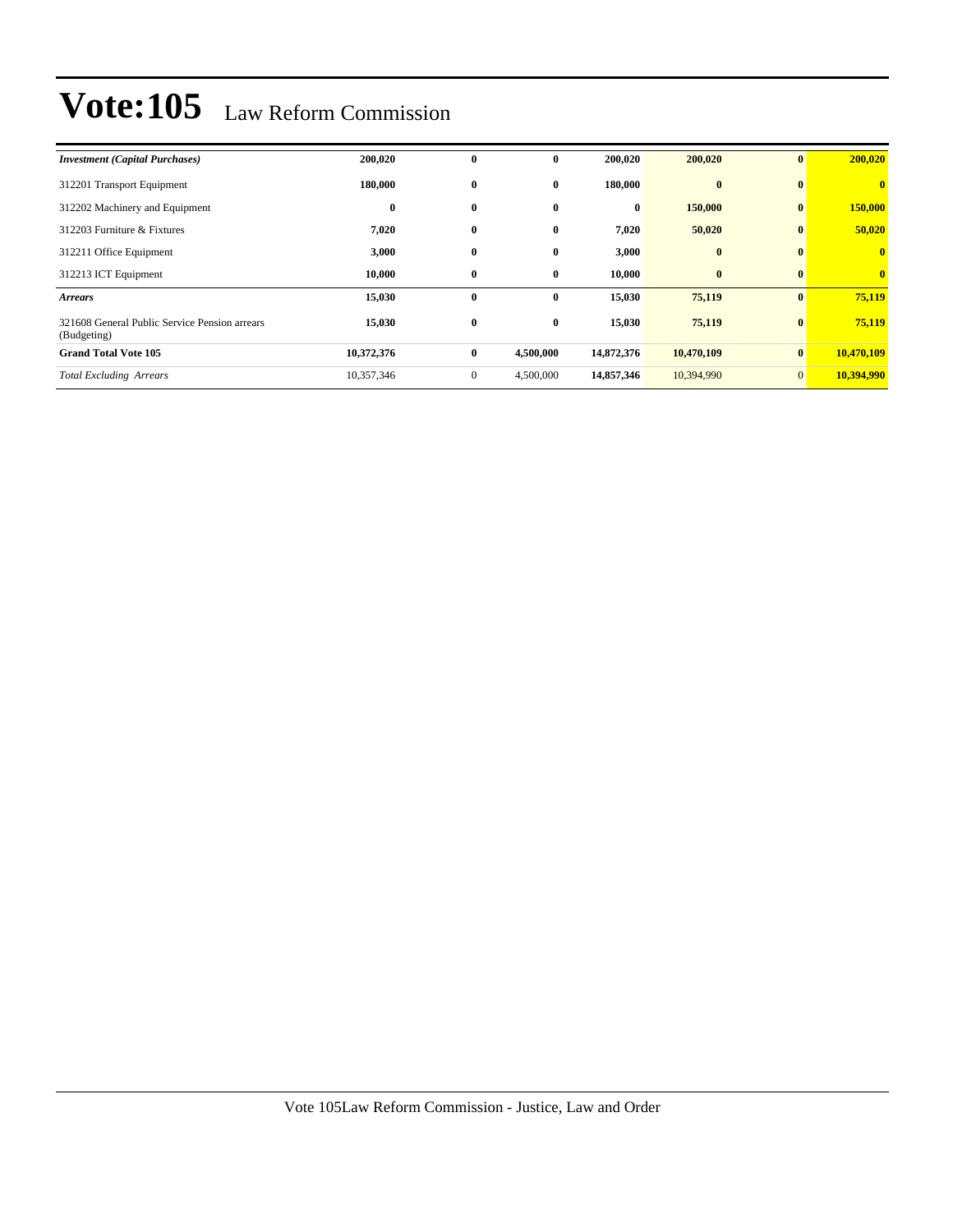# Vote:105 Law Reform Commission

| | | | | | | | |
|---|---|---|---|---|---|---|---|
| ***Investment (Capital Purchases)*** | **200,020** | **0** | **0** | **200,020** | **200,020** | **0** | **200,020** |
| 312201 Transport Equipment | **180,000** | **0** | **0** | **180,000** | **0** | **0** | **0** |
| 312202 Machinery and Equipment | **0** | **0** | **0** | **0** | **150,000** | **0** | **150,000** |
| 312203 Furniture & Fixtures | **7,020** | **0** | **0** | **7,020** | **50,020** | **0** | **50,020** |
| 312211 Office Equipment | **3,000** | **0** | **0** | **3,000** | **0** | **0** | **0** |
| 312213 ICT Equipment | **10,000** | **0** | **0** | **10,000** | **0** | **0** | **0** |
| ***Arrears*** | **15,030** | **0** | **0** | **15,030** | **75,119** | **0** | **75,119** |
| 321608 General Public Service Pension arrears (Budgeting) | **15,030** | **0** | **0** | **15,030** | **75,119** | **0** | **75,119** |
| **Grand Total Vote 105** | **10,372,376** | **0** | **4,500,000** | **14,872,376** | **10,470,109** | **0** | **10,470,109** |
| *Total Excluding Arrears* | 10,357,346 | 0 | 4,500,000 | **14,857,346** | 10,394,990 | 0 | **10,394,990** |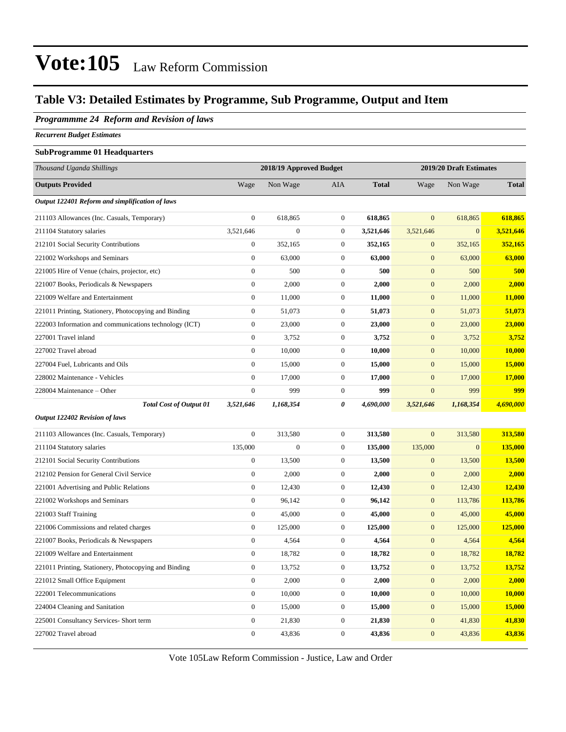# Vote:105 Law Reform Commission

## Table V3: Detailed Estimates by Programme, Sub Programme, Output and Item

### *Programmme 24 Reform and Revision of laws*

***Recurrent Budget Estimates***

**SubProgramme 01 Headquarters**

| *Thousand Uganda Shillings* | 2018/19 Approved Budget | | | | 2019/20 Draft Estimates | | |
|---|---|---|---|---|---|---|---|
| **Outputs Provided** | Wage | Non Wage | AIA | **Total** | Wage | Non Wage | **Total** |
| ***Output 122401 Reform and simplification of laws*** | | | | | | | |
| 211103 Allowances (Inc. Casuals, Temporary) | 0 | 618,865 | 0 | **618,865** | 0 | 618,865 | **618,865** |
| 211104 Statutory salaries | 3,521,646 | 0 | 0 | **3,521,646** | 3,521,646 | 0 | **3,521,646** |
| 212101 Social Security Contributions | 0 | 352,165 | 0 | **352,165** | 0 | 352,165 | **352,165** |
| 221002 Workshops and Seminars | 0 | 63,000 | 0 | **63,000** | 0 | 63,000 | **63,000** |
| 221005 Hire of Venue (chairs, projector, etc) | 0 | 500 | 0 | **500** | 0 | 500 | **500** |
| 221007 Books, Periodicals & Newspapers | 0 | 2,000 | 0 | **2,000** | 0 | 2,000 | **2,000** |
| 221009 Welfare and Entertainment | 0 | 11,000 | 0 | **11,000** | 0 | 11,000 | **11,000** |
| 221011 Printing, Stationery, Photocopying and Binding | 0 | 51,073 | 0 | **51,073** | 0 | 51,073 | **51,073** |
| 222003 Information and communications technology (ICT) | 0 | 23,000 | 0 | **23,000** | 0 | 23,000 | **23,000** |
| 227001 Travel inland | 0 | 3,752 | 0 | **3,752** | 0 | 3,752 | **3,752** |
| 227002 Travel abroad | 0 | 10,000 | 0 | **10,000** | 0 | 10,000 | **10,000** |
| 227004 Fuel, Lubricants and Oils | 0 | 15,000 | 0 | **15,000** | 0 | 15,000 | **15,000** |
| 228002 Maintenance - Vehicles | 0 | 17,000 | 0 | **17,000** | 0 | 17,000 | **17,000** |
| 228004 Maintenance – Other | 0 | 999 | 0 | **999** | 0 | 999 | **999** |
| ***Total Cost of Output 01*** | ***3,521,646*** | ***1,168,354*** | ***0*** | ***4,690,000*** | ***3,521,646*** | ***1,168,354*** | ***4,690,000*** |
| ***Output 122402 Revision of laws*** | | | | | | | |
| 211103 Allowances (Inc. Casuals, Temporary) | 0 | 313,580 | 0 | **313,580** | 0 | 313,580 | **313,580** |
| 211104 Statutory salaries | 135,000 | 0 | 0 | **135,000** | 135,000 | 0 | **135,000** |
| 212101 Social Security Contributions | 0 | 13,500 | 0 | **13,500** | 0 | 13,500 | **13,500** |
| 212102 Pension for General Civil Service | 0 | 2,000 | 0 | **2,000** | 0 | 2,000 | **2,000** |
| 221001 Advertising and Public Relations | 0 | 12,430 | 0 | **12,430** | 0 | 12,430 | **12,430** |
| 221002 Workshops and Seminars | 0 | 96,142 | 0 | **96,142** | 0 | 113,786 | **113,786** |
| 221003 Staff Training | 0 | 45,000 | 0 | **45,000** | 0 | 45,000 | **45,000** |
| 221006 Commissions and related charges | 0 | 125,000 | 0 | **125,000** | 0 | 125,000 | **125,000** |
| 221007 Books, Periodicals & Newspapers | 0 | 4,564 | 0 | **4,564** | 0 | 4,564 | **4,564** |
| 221009 Welfare and Entertainment | 0 | 18,782 | 0 | **18,782** | 0 | 18,782 | **18,782** |
| 221011 Printing, Stationery, Photocopying and Binding | 0 | 13,752 | 0 | **13,752** | 0 | 13,752 | **13,752** |
| 221012 Small Office Equipment | 0 | 2,000 | 0 | **2,000** | 0 | 2,000 | **2,000** |
| 222001 Telecommunications | 0 | 10,000 | 0 | **10,000** | 0 | 10,000 | **10,000** |
| 224004 Cleaning and Sanitation | 0 | 15,000 | 0 | **15,000** | 0 | 15,000 | **15,000** |
| 225001 Consultancy Services- Short term | 0 | 21,830 | 0 | **21,830** | 0 | 41,830 | **41,830** |
| 227002 Travel abroad | 0 | 43,836 | 0 | **43,836** | 0 | 43,836 | **43,836** |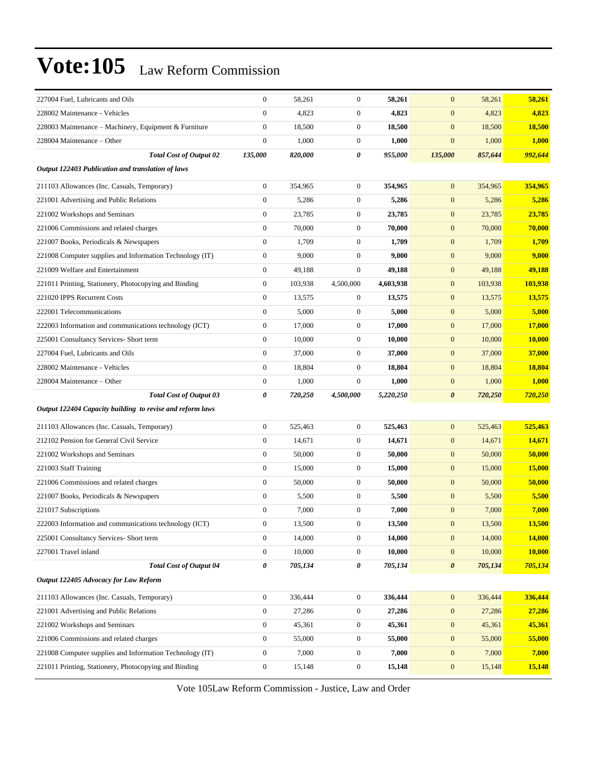# Vote:105 Law Reform Commission

| | | | | | | | |
|---|---|---|---|---|---|---|---|
| 227004 Fuel, Lubricants and Oils | 0 | 58,261 | 0 | **58,261** | 0 | 58,261 | **58,261** |
| 228002 Maintenance - Vehicles | 0 | 4,823 | 0 | **4,823** | 0 | 4,823 | **4,823** |
| 228003 Maintenance – Machinery, Equipment & Furniture | 0 | 18,500 | 0 | **18,500** | 0 | 18,500 | **18,500** |
| 228004 Maintenance – Other | 0 | 1,000 | 0 | **1,000** | 0 | 1,000 | **1,000** |
| ***Total Cost of Output 02*** | ***135,000*** | ***820,000*** | ***0*** | ***955,000*** | ***135,000*** | ***857,644*** | ***992,644*** |
| ***Output 122403 Publication and translation of laws*** | | | | | | | |
| 211103 Allowances (Inc. Casuals, Temporary) | 0 | 354,965 | 0 | **354,965** | 0 | 354,965 | **354,965** |
| 221001 Advertising and Public Relations | 0 | 5,286 | 0 | **5,286** | 0 | 5,286 | **5,286** |
| 221002 Workshops and Seminars | 0 | 23,785 | 0 | **23,785** | 0 | 23,785 | **23,785** |
| 221006 Commissions and related charges | 0 | 70,000 | 0 | **70,000** | 0 | 70,000 | **70,000** |
| 221007 Books, Periodicals & Newspapers | 0 | 1,709 | 0 | **1,709** | 0 | 1,709 | **1,709** |
| 221008 Computer supplies and Information Technology (IT) | 0 | 9,000 | 0 | **9,000** | 0 | 9,000 | **9,000** |
| 221009 Welfare and Entertainment | 0 | 49,188 | 0 | **49,188** | 0 | 49,188 | **49,188** |
| 221011 Printing, Stationery, Photocopying and Binding | 0 | 103,938 | 4,500,000 | **4,603,938** | 0 | 103,938 | **103,938** |
| 221020 IPPS Recurrent Costs | 0 | 13,575 | 0 | **13,575** | 0 | 13,575 | **13,575** |
| 222001 Telecommunications | 0 | 5,000 | 0 | **5,000** | 0 | 5,000 | **5,000** |
| 222003 Information and communications technology (ICT) | 0 | 17,000 | 0 | **17,000** | 0 | 17,000 | **17,000** |
| 225001 Consultancy Services- Short term | 0 | 10,000 | 0 | **10,000** | 0 | 10,000 | **10,000** |
| 227004 Fuel, Lubricants and Oils | 0 | 37,000 | 0 | **37,000** | 0 | 37,000 | **37,000** |
| 228002 Maintenance - Vehicles | 0 | 18,804 | 0 | **18,804** | 0 | 18,804 | **18,804** |
| 228004 Maintenance – Other | 0 | 1,000 | 0 | **1,000** | 0 | 1,000 | **1,000** |
| ***Total Cost of Output 03*** | ***0*** | ***720,250*** | ***4,500,000*** | ***5,220,250*** | ***0*** | ***720,250*** | ***720,250*** |
| ***Output 122404 Capacity building to revise and reform laws*** | | | | | | | |
| 211103 Allowances (Inc. Casuals, Temporary) | 0 | 525,463 | 0 | **525,463** | 0 | 525,463 | **525,463** |
| 212102 Pension for General Civil Service | 0 | 14,671 | 0 | **14,671** | 0 | 14,671 | **14,671** |
| 221002 Workshops and Seminars | 0 | 50,000 | 0 | **50,000** | 0 | 50,000 | **50,000** |
| 221003 Staff Training | 0 | 15,000 | 0 | **15,000** | 0 | 15,000 | **15,000** |
| 221006 Commissions and related charges | 0 | 50,000 | 0 | **50,000** | 0 | 50,000 | **50,000** |
| 221007 Books, Periodicals & Newspapers | 0 | 5,500 | 0 | **5,500** | 0 | 5,500 | **5,500** |
| 221017 Subscriptions | 0 | 7,000 | 0 | **7,000** | 0 | 7,000 | **7,000** |
| 222003 Information and communications technology (ICT) | 0 | 13,500 | 0 | **13,500** | 0 | 13,500 | **13,500** |
| 225001 Consultancy Services- Short term | 0 | 14,000 | 0 | **14,000** | 0 | 14,000 | **14,000** |
| 227001 Travel inland | 0 | 10,000 | 0 | **10,000** | 0 | 10,000 | **10,000** |
| ***Total Cost of Output 04*** | ***0*** | ***705,134*** | ***0*** | ***705,134*** | ***0*** | ***705,134*** | ***705,134*** |
| ***Output 122405 Advocacy for Law Reform*** | | | | | | | |
| 211103 Allowances (Inc. Casuals, Temporary) | 0 | 336,444 | 0 | **336,444** | 0 | 336,444 | **336,444** |
| 221001 Advertising and Public Relations | 0 | 27,286 | 0 | **27,286** | 0 | 27,286 | **27,286** |
| 221002 Workshops and Seminars | 0 | 45,361 | 0 | **45,361** | 0 | 45,361 | **45,361** |
| 221006 Commissions and related charges | 0 | 55,000 | 0 | **55,000** | 0 | 55,000 | **55,000** |
| 221008 Computer supplies and Information Technology (IT) | 0 | 7,000 | 0 | **7,000** | 0 | 7,000 | **7,000** |
| 221011 Printing, Stationery, Photocopying and Binding | 0 | 15,148 | 0 | **15,148** | 0 | 15,148 | **15,148** |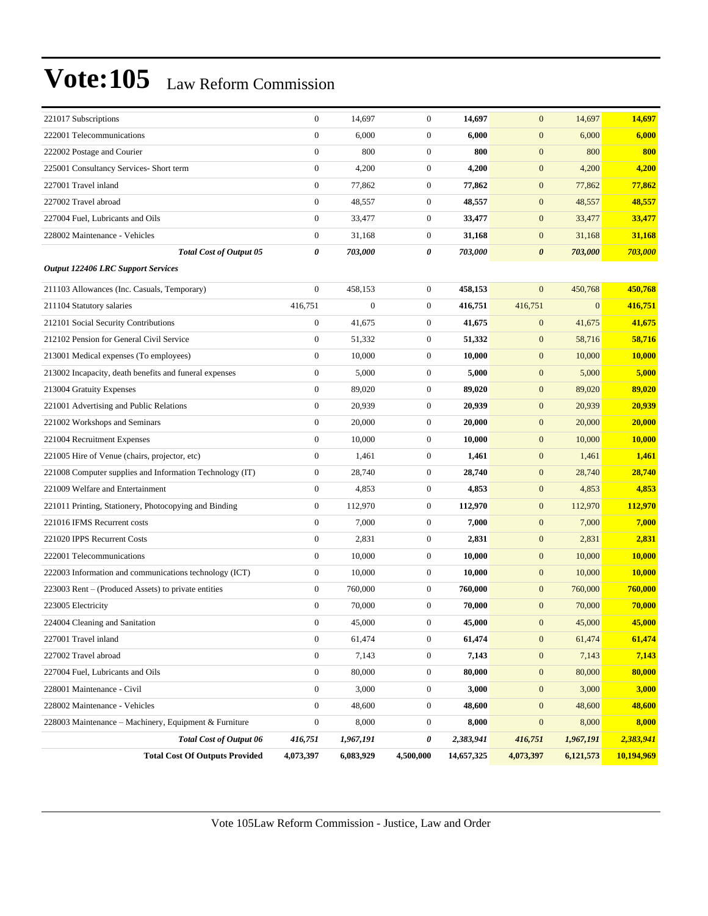# Vote:105 Law Reform Commission

| | | | | | | | |
|---|---|---|---|---|---|---|---|
| 221017 Subscriptions | 0 | 14,697 | 0 | **14,697** | 0 | 14,697 | **14,697** |
| 222001 Telecommunications | 0 | 6,000 | 0 | **6,000** | 0 | 6,000 | **6,000** |
| 222002 Postage and Courier | 0 | 800 | 0 | **800** | 0 | 800 | **800** |
| 225001 Consultancy Services- Short term | 0 | 4,200 | 0 | **4,200** | 0 | 4,200 | **4,200** |
| 227001 Travel inland | 0 | 77,862 | 0 | **77,862** | 0 | 77,862 | **77,862** |
| 227002 Travel abroad | 0 | 48,557 | 0 | **48,557** | 0 | 48,557 | **48,557** |
| 227004 Fuel, Lubricants and Oils | 0 | 33,477 | 0 | **33,477** | 0 | 33,477 | **33,477** |
| 228002 Maintenance - Vehicles | 0 | 31,168 | 0 | **31,168** | 0 | 31,168 | **31,168** |
| ***Total Cost of Output 05*** | ***0*** | ***703,000*** | ***0*** | ***703,000*** | ***0*** | ***703,000*** | ***703,000*** |
| ***Output 122406 LRC Support Services*** | | | | | | | |
| 211103 Allowances (Inc. Casuals, Temporary) | 0 | 458,153 | 0 | **458,153** | 0 | 450,768 | **450,768** |
| 211104 Statutory salaries | 416,751 | 0 | 0 | **416,751** | 416,751 | 0 | **416,751** |
| 212101 Social Security Contributions | 0 | 41,675 | 0 | **41,675** | 0 | 41,675 | **41,675** |
| 212102 Pension for General Civil Service | 0 | 51,332 | 0 | **51,332** | 0 | 58,716 | **58,716** |
| 213001 Medical expenses (To employees) | 0 | 10,000 | 0 | **10,000** | 0 | 10,000 | **10,000** |
| 213002 Incapacity, death benefits and funeral expenses | 0 | 5,000 | 0 | **5,000** | 0 | 5,000 | **5,000** |
| 213004 Gratuity Expenses | 0 | 89,020 | 0 | **89,020** | 0 | 89,020 | **89,020** |
| 221001 Advertising and Public Relations | 0 | 20,939 | 0 | **20,939** | 0 | 20,939 | **20,939** |
| 221002 Workshops and Seminars | 0 | 20,000 | 0 | **20,000** | 0 | 20,000 | **20,000** |
| 221004 Recruitment Expenses | 0 | 10,000 | 0 | **10,000** | 0 | 10,000 | **10,000** |
| 221005 Hire of Venue (chairs, projector, etc) | 0 | 1,461 | 0 | **1,461** | 0 | 1,461 | **1,461** |
| 221008 Computer supplies and Information Technology (IT) | 0 | 28,740 | 0 | **28,740** | 0 | 28,740 | **28,740** |
| 221009 Welfare and Entertainment | 0 | 4,853 | 0 | **4,853** | 0 | 4,853 | **4,853** |
| 221011 Printing, Stationery, Photocopying and Binding | 0 | 112,970 | 0 | **112,970** | 0 | 112,970 | **112,970** |
| 221016 IFMS Recurrent costs | 0 | 7,000 | 0 | **7,000** | 0 | 7,000 | **7,000** |
| 221020 IPPS Recurrent Costs | 0 | 2,831 | 0 | **2,831** | 0 | 2,831 | **2,831** |
| 222001 Telecommunications | 0 | 10,000 | 0 | **10,000** | 0 | 10,000 | **10,000** |
| 222003 Information and communications technology (ICT) | 0 | 10,000 | 0 | **10,000** | 0 | 10,000 | **10,000** |
| 223003 Rent – (Produced Assets) to private entities | 0 | 760,000 | 0 | **760,000** | 0 | 760,000 | **760,000** |
| 223005 Electricity | 0 | 70,000 | 0 | **70,000** | 0 | 70,000 | **70,000** |
| 224004 Cleaning and Sanitation | 0 | 45,000 | 0 | **45,000** | 0 | 45,000 | **45,000** |
| 227001 Travel inland | 0 | 61,474 | 0 | **61,474** | 0 | 61,474 | **61,474** |
| 227002 Travel abroad | 0 | 7,143 | 0 | **7,143** | 0 | 7,143 | **7,143** |
| 227004 Fuel, Lubricants and Oils | 0 | 80,000 | 0 | **80,000** | 0 | 80,000 | **80,000** |
| 228001 Maintenance - Civil | 0 | 3,000 | 0 | **3,000** | 0 | 3,000 | **3,000** |
| 228002 Maintenance - Vehicles | 0 | 48,600 | 0 | **48,600** | 0 | 48,600 | **48,600** |
| 228003 Maintenance – Machinery, Equipment & Furniture | 0 | 8,000 | 0 | **8,000** | 0 | 8,000 | **8,000** |
| ***Total Cost of Output 06*** | ***416,751*** | ***1,967,191*** | ***0*** | ***2,383,941*** | ***416,751*** | ***1,967,191*** | ***2,383,941*** |
| **Total Cost Of Outputs Provided** | **4,073,397** | **6,083,929** | **4,500,000** | **14,657,325** | **4,073,397** | **6,121,573** | **10,194,969** |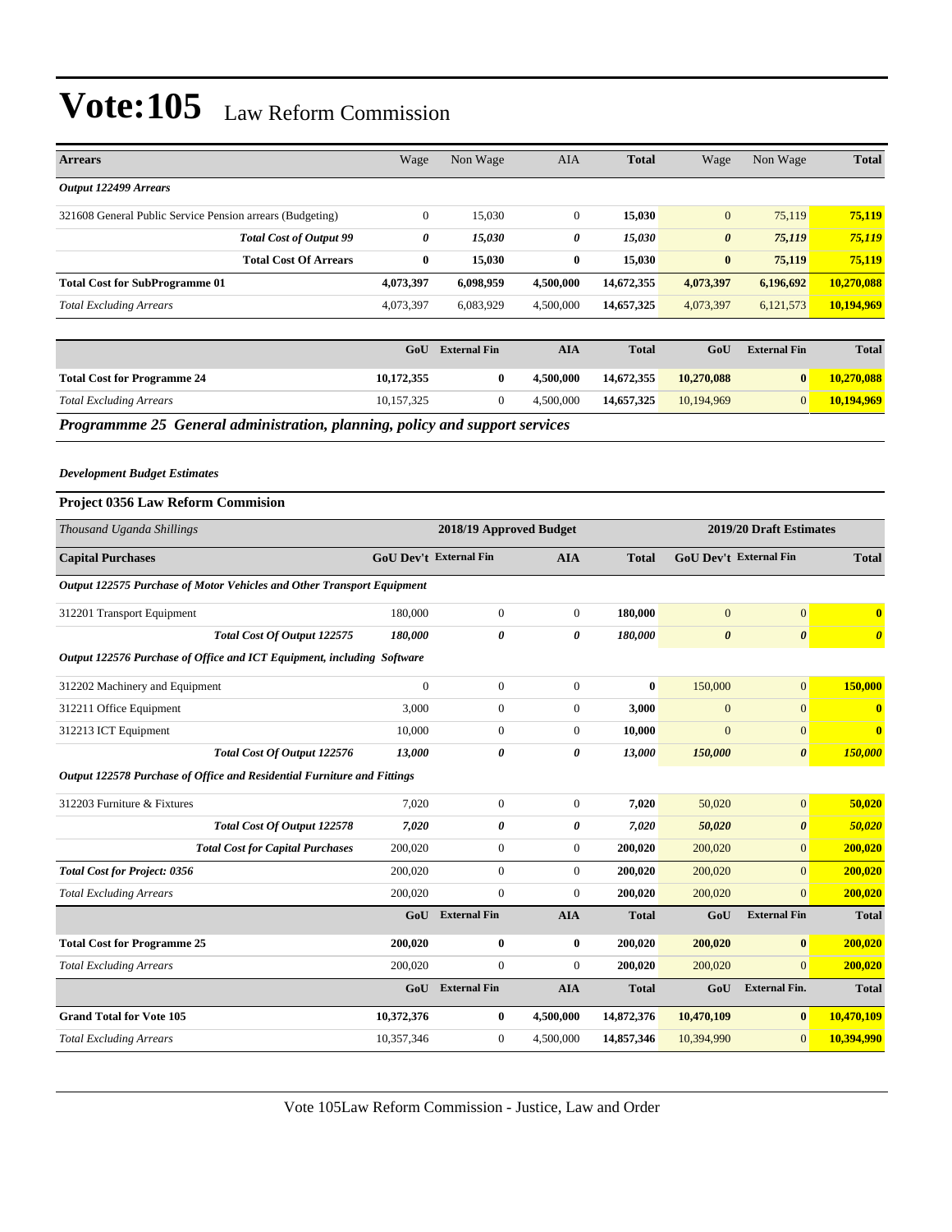# Vote:105 Law Reform Commission

| Arrears | Wage | Non Wage | AIA | Total | Wage | Non Wage | Total |
|---|---|---|---|---|---|---|---|
| *Output 122499 Arrears* | | | | | | | |
| 321608 General Public Service Pension arrears (Budgeting) | 0 | 15,030 | 0 | **15,030** | 0 | 75,119 | **75,119** |
| ***Total Cost of Output 99*** | ***0*** | ***15,030*** | ***0*** | ***15,030*** | ***0*** | ***75,119*** | ***75,119*** |
| **Total Cost Of Arrears** | **0** | **15,030** | **0** | **15,030** | **0** | **75,119** | **75,119** |
| **Total Cost for SubProgramme 01** | **4,073,397** | **6,098,959** | **4,500,000** | **14,672,355** | **4,073,397** | **6,196,692** | **10,270,088** |
| *Total Excluding Arrears* | 4,073,397 | 6,083,929 | 4,500,000 | **14,657,325** | 4,073,397 | 6,121,573 | **10,194,969** |

| | GoU | External Fin | AIA | Total | GoU | External Fin | Total |
|---|---|---|---|---|---|---|---|
| **Total Cost for Programme 24** | **10,172,355** | **0** | **4,500,000** | **14,672,355** | **10,270,088** | **0** | **10,270,088** |
| *Total Excluding Arrears* | 10,157,325 | 0 | 4,500,000 | **14,657,325** | 10,194,969 | 0 | **10,194,969** |

## *Programmme 25 General administration, planning, policy and support services*

***Development Budget Estimates***

### Project 0356 Law Reform Commision

| *Thousand Uganda Shillings* | 2018/19 Approved Budget | | | | 2019/20 Draft Estimates | | |
|---|---|---|---|---|---|---|---|
| **Capital Purchases** | **GoU Dev't** | **External Fin** | **AIA** | **Total** | **GoU Dev't** | **External Fin** | **Total** |
| ***Output 122575 Purchase of Motor Vehicles and Other Transport Equipment*** | | | | | | | |
| 312201 Transport Equipment | 180,000 | 0 | 0 | **180,000** | 0 | 0 | **0** |
| ***Total Cost Of Output 122575*** | ***180,000*** | ***0*** | ***0*** | ***180,000*** | ***0*** | ***0*** | ***0*** |
| ***Output 122576 Purchase of Office and ICT Equipment, including Software*** | | | | | | | |
| 312202 Machinery and Equipment | 0 | 0 | 0 | **0** | 150,000 | 0 | **150,000** |
| 312211 Office Equipment | 3,000 | 0 | 0 | **3,000** | 0 | 0 | **0** |
| 312213 ICT Equipment | 10,000 | 0 | 0 | **10,000** | 0 | 0 | **0** |
| ***Total Cost Of Output 122576*** | ***13,000*** | ***0*** | ***0*** | ***13,000*** | ***150,000*** | ***0*** | ***150,000*** |
| ***Output 122578 Purchase of Office and Residential Furniture and Fittings*** | | | | | | | |
| 312203 Furniture & Fixtures | 7,020 | 0 | 0 | **7,020** | 50,020 | 0 | **50,020** |
| ***Total Cost Of Output 122578*** | ***7,020*** | ***0*** | ***0*** | ***7,020*** | ***50,020*** | ***0*** | ***50,020*** |
| ***Total Cost for Capital Purchases*** | 200,020 | 0 | 0 | **200,020** | 200,020 | 0 | **200,020** |
| ***Total Cost for Project: 0356*** | 200,020 | 0 | 0 | **200,020** | 200,020 | 0 | **200,020** |
| *Total Excluding Arrears* | 200,020 | 0 | 0 | **200,020** | 200,020 | 0 | **200,020** |

| | GoU | External Fin | AIA | Total | GoU | External Fin | Total |
|---|---|---|---|---|---|---|---|
| **Total Cost for Programme 25** | **200,020** | **0** | **0** | **200,020** | **200,020** | **0** | **200,020** |
| *Total Excluding Arrears* | 200,020 | 0 | 0 | **200,020** | 200,020 | 0 | **200,020** |

| | GoU | External Fin | AIA | Total | GoU | External Fin. | Total |
|---|---|---|---|---|---|---|---|
| **Grand Total for Vote 105** | **10,372,376** | **0** | **4,500,000** | **14,872,376** | **10,470,109** | **0** | **10,470,109** |
| *Total Excluding Arrears* | 10,357,346 | 0 | 4,500,000 | **14,857,346** | 10,394,990 | 0 | **10,394,990** |